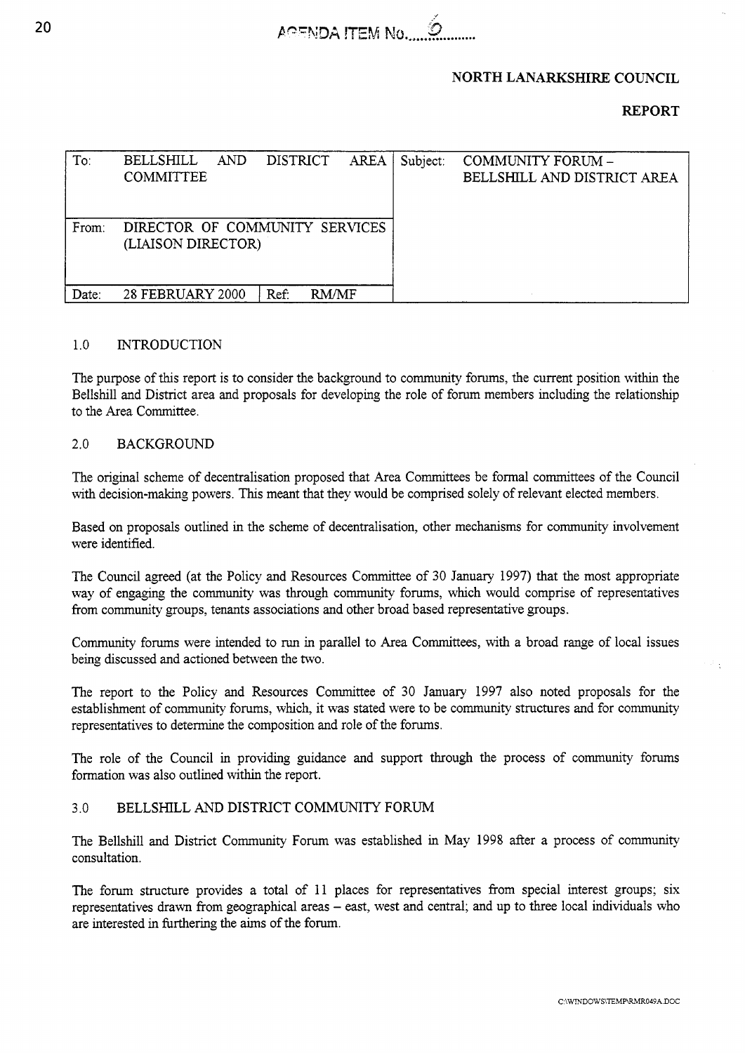AGENDA ITEM No. 6

**NORTH LANARKSHIRE COUNCIL**

**REPORT**

| To: | BELLSHILL AND DISTRICT AREA COMMITTEE | | Subject: | COMMUNITY FORUM – BELLSHILL AND DISTRICT AREA |
|---|---|---|---|---|
| From: | DIRECTOR OF COMMUNITY SERVICES (LIAISON DIRECTOR) | | | |
| Date: | 28 FEBRUARY 2000 | Ref: RM/MF | | |

## 1.0 INTRODUCTION

The purpose of this report is to consider the background to community forums, the current position within the Bellshill and District area and proposals for developing the role of forum members including the relationship to the Area Committee.

## 2.0 BACKGROUND

The original scheme of decentralisation proposed that Area Committees be formal committees of the Council with decision-making powers. This meant that they would be comprised solely of relevant elected members.

Based on proposals outlined in the scheme of decentralisation, other mechanisms for community involvement were identified.

The Council agreed (at the Policy and Resources Committee of 30 January 1997) that the most appropriate way of engaging the community was through community forums, which would comprise of representatives from community groups, tenants associations and other broad based representative groups.

Community forums were intended to run in parallel to Area Committees, with a broad range of local issues being discussed and actioned between the two.

The report to the Policy and Resources Committee of 30 January 1997 also noted proposals for the establishment of community forums, which, it was stated were to be community structures and for community representatives to determine the composition and role of the forums.

The role of the Council in providing guidance and support through the process of community forums formation was also outlined within the report.

## 3.0 BELLSHILL AND DISTRICT COMMUNITY FORUM

The Bellshill and District Community Forum was established in May 1998 after a process of community consultation.

The forum structure provides a total of 11 places for representatives from special interest groups; six representatives drawn from geographical areas – east, west and central; and up to three local individuals who are interested in furthering the aims of the forum.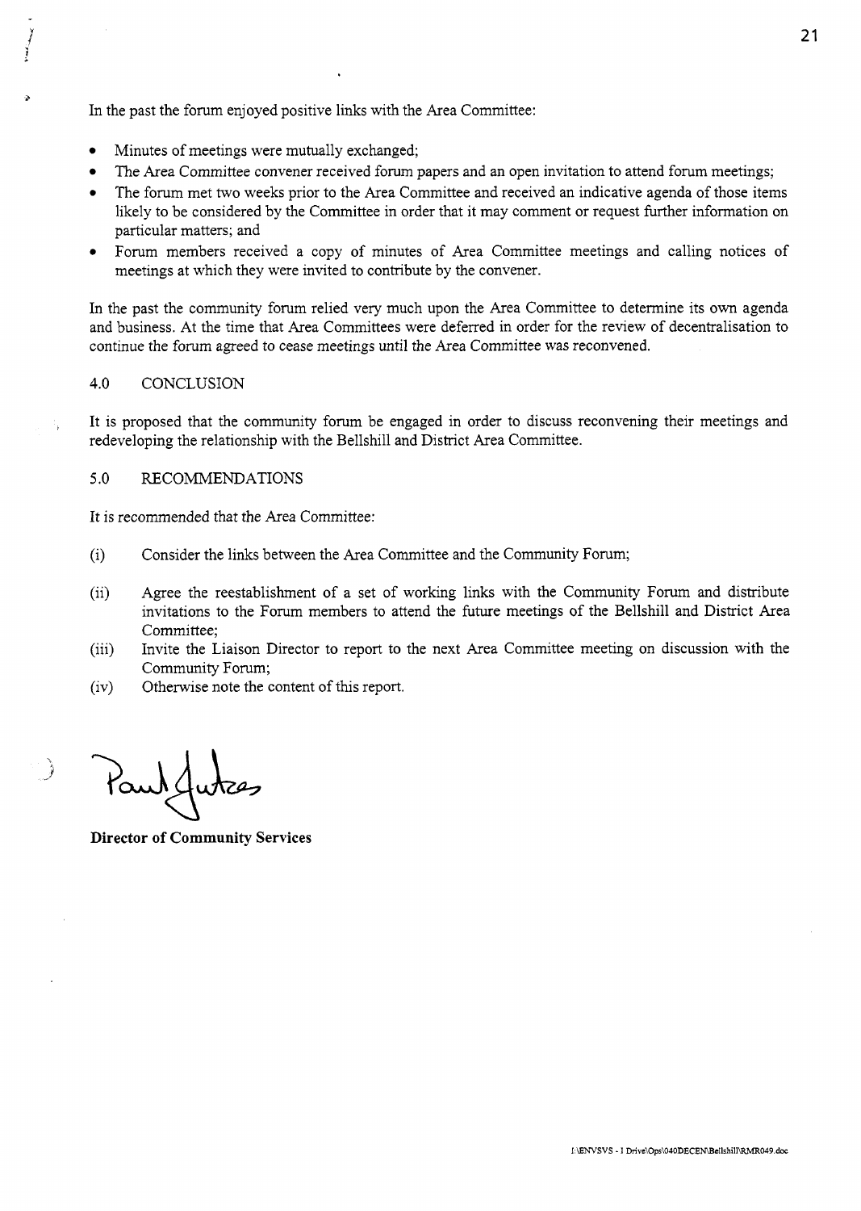In the past the forum enjoyed positive links with the Area Committee:

- Minutes of meetings were mutually exchanged;
- The Area Committee convener received forum papers and an open invitation to attend forum meetings;
- The forum met two weeks prior to the Area Committee and received an indicative agenda of those items likely to be considered by the Committee in order that it may comment or request further information on particular matters; and
- Forum members received a copy of minutes of Area Committee meetings and calling notices of meetings at which they were invited to contribute by the convener.

In the past the community forum relied very much upon the Area Committee to determine its own agenda and business. At the time that Area Committees were deferred in order for the review of decentralisation to continue the forum agreed to cease meetings until the Area Committee was reconvened.

## 4.0 CONCLUSION

It is proposed that the community forum be engaged in order to discuss reconvening their meetings and redeveloping the relationship with the Bellshill and District Area Committee.

## 5.0 RECOMMENDATIONS

It is recommended that the Area Committee:

(i) Consider the links between the Area Committee and the Community Forum;

(ii) Agree the reestablishment of a set of working links with the Community Forum and distribute invitations to the Forum members to attend the future meetings of the Bellshill and District Area Committee;

(iii) Invite the Liaison Director to report to the next Area Committee meeting on discussion with the Community Forum;

(iv) Otherwise note the content of this report.

Paul Gutres

**Director of Community Services**

I:\ENVSVS - I Drive\Ops\040DECEN\Bellshill\RMR049.doc